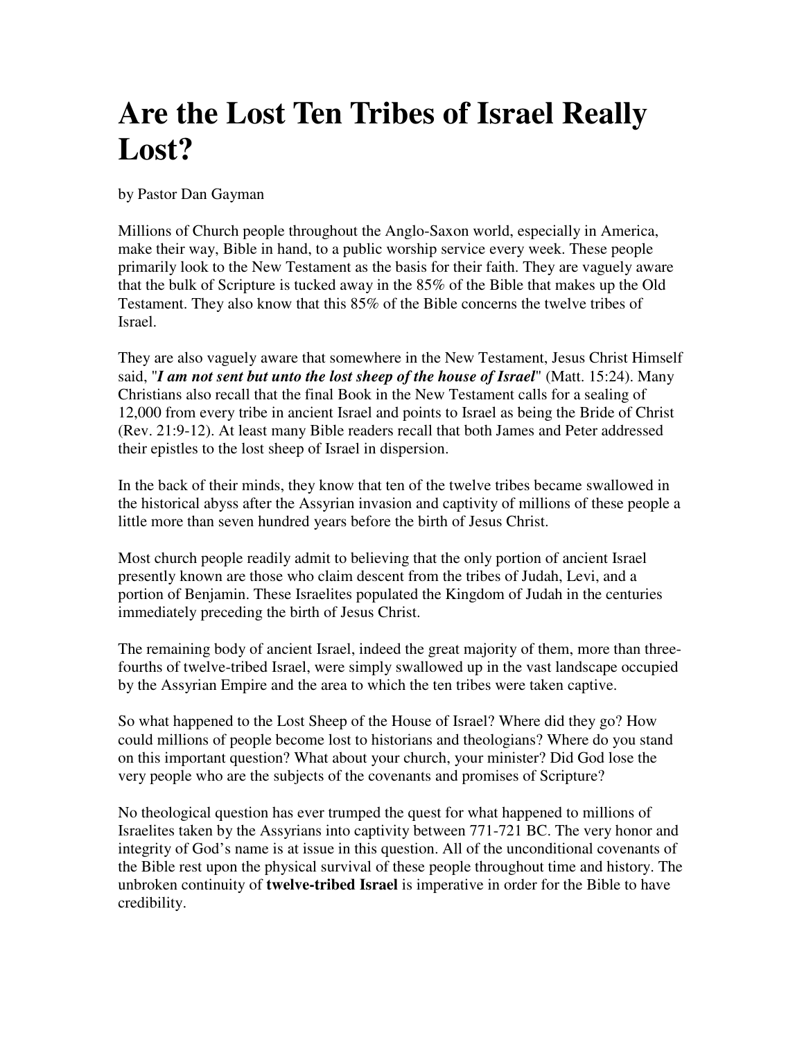# Are the Lost Ten Tribes of Israel Really Lost?

by Pastor Dan Gayman

Millions of Church people throughout the Anglo-Saxon world, especially in America, make their way, Bible in hand, to a public worship service every week. These people primarily look to the New Testament as the basis for their faith. They are vaguely aware that the bulk of Scripture is tucked away in the 85% of the Bible that makes up the Old Testament. They also know that this 85% of the Bible concerns the twelve tribes of Israel.

They are also vaguely aware that somewhere in the New Testament, Jesus Christ Himself said, "***I am not sent but unto the lost sheep of the house of Israel***" (Matt. 15:24). Many Christians also recall that the final Book in the New Testament calls for a sealing of 12,000 from every tribe in ancient Israel and points to Israel as being the Bride of Christ (Rev. 21:9-12). At least many Bible readers recall that both James and Peter addressed their epistles to the lost sheep of Israel in dispersion.

In the back of their minds, they know that ten of the twelve tribes became swallowed in the historical abyss after the Assyrian invasion and captivity of millions of these people a little more than seven hundred years before the birth of Jesus Christ.

Most church people readily admit to believing that the only portion of ancient Israel presently known are those who claim descent from the tribes of Judah, Levi, and a portion of Benjamin. These Israelites populated the Kingdom of Judah in the centuries immediately preceding the birth of Jesus Christ.

The remaining body of ancient Israel, indeed the great majority of them, more than three-fourths of twelve-tribed Israel, were simply swallowed up in the vast landscape occupied by the Assyrian Empire and the area to which the ten tribes were taken captive.

So what happened to the Lost Sheep of the House of Israel? Where did they go? How could millions of people become lost to historians and theologians? Where do you stand on this important question? What about your church, your minister? Did God lose the very people who are the subjects of the covenants and promises of Scripture?

No theological question has ever trumped the quest for what happened to millions of Israelites taken by the Assyrians into captivity between 771-721 BC. The very honor and integrity of God's name is at issue in this question. All of the unconditional covenants of the Bible rest upon the physical survival of these people throughout time and history. The unbroken continuity of **twelve-tribed Israel** is imperative in order for the Bible to have credibility.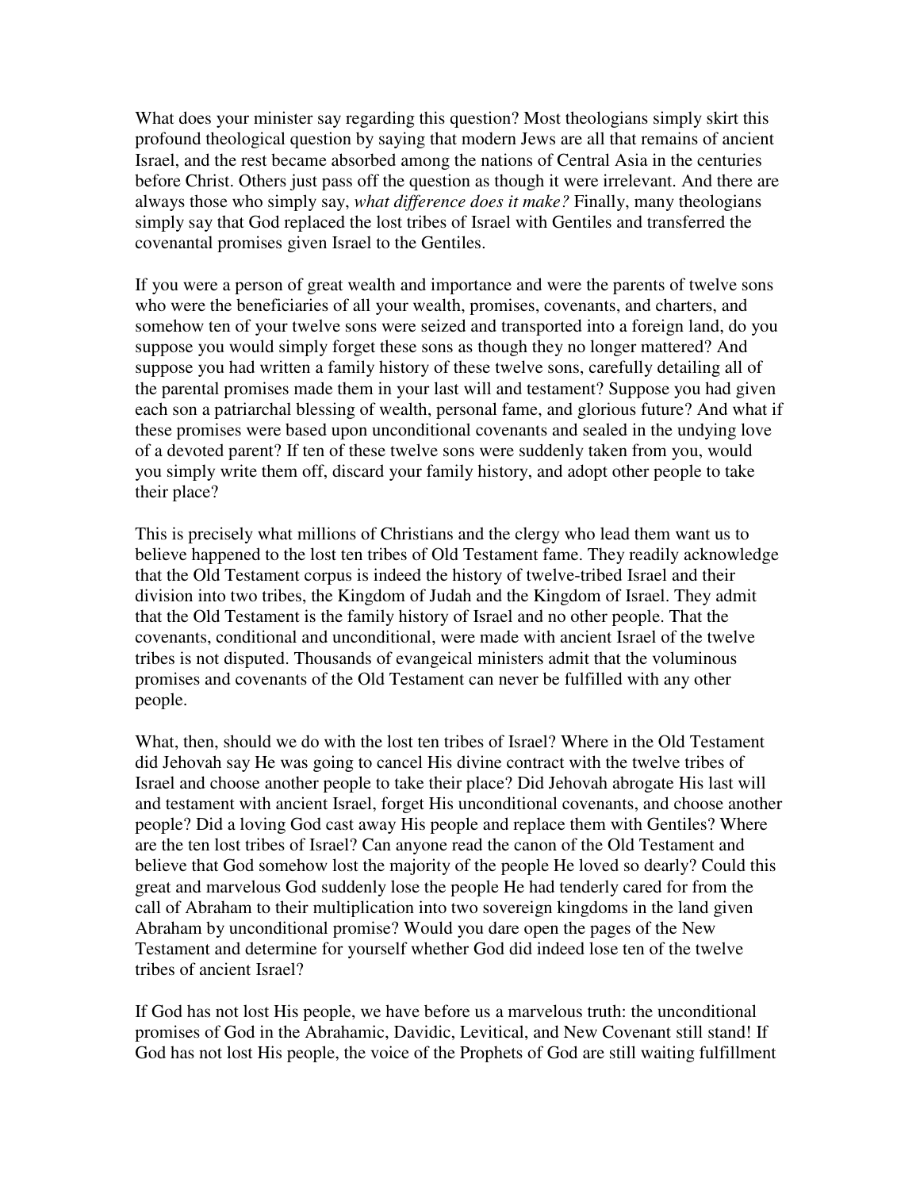What does your minister say regarding this question? Most theologians simply skirt this profound theological question by saying that modern Jews are all that remains of ancient Israel, and the rest became absorbed among the nations of Central Asia in the centuries before Christ. Others just pass off the question as though it were irrelevant. And there are always those who simply say, *what difference does it make?* Finally, many theologians simply say that God replaced the lost tribes of Israel with Gentiles and transferred the covenantal promises given Israel to the Gentiles.

If you were a person of great wealth and importance and were the parents of twelve sons who were the beneficiaries of all your wealth, promises, covenants, and charters, and somehow ten of your twelve sons were seized and transported into a foreign land, do you suppose you would simply forget these sons as though they no longer mattered? And suppose you had written a family history of these twelve sons, carefully detailing all of the parental promises made them in your last will and testament? Suppose you had given each son a patriarchal blessing of wealth, personal fame, and glorious future? And what if these promises were based upon unconditional covenants and sealed in the undying love of a devoted parent? If ten of these twelve sons were suddenly taken from you, would you simply write them off, discard your family history, and adopt other people to take their place?

This is precisely what millions of Christians and the clergy who lead them want us to believe happened to the lost ten tribes of Old Testament fame. They readily acknowledge that the Old Testament corpus is indeed the history of twelve-tribed Israel and their division into two tribes, the Kingdom of Judah and the Kingdom of Israel. They admit that the Old Testament is the family history of Israel and no other people. That the covenants, conditional and unconditional, were made with ancient Israel of the twelve tribes is not disputed. Thousands of evangeical ministers admit that the voluminous promises and covenants of the Old Testament can never be fulfilled with any other people.

What, then, should we do with the lost ten tribes of Israel? Where in the Old Testament did Jehovah say He was going to cancel His divine contract with the twelve tribes of Israel and choose another people to take their place? Did Jehovah abrogate His last will and testament with ancient Israel, forget His unconditional covenants, and choose another people? Did a loving God cast away His people and replace them with Gentiles? Where are the ten lost tribes of Israel? Can anyone read the canon of the Old Testament and believe that God somehow lost the majority of the people He loved so dearly? Could this great and marvelous God suddenly lose the people He had tenderly cared for from the call of Abraham to their multiplication into two sovereign kingdoms in the land given Abraham by unconditional promise? Would you dare open the pages of the New Testament and determine for yourself whether God did indeed lose ten of the twelve tribes of ancient Israel?

If God has not lost His people, we have before us a marvelous truth: the unconditional promises of God in the Abrahamic, Davidic, Levitical, and New Covenant still stand! If God has not lost His people, the voice of the Prophets of God are still waiting fulfillment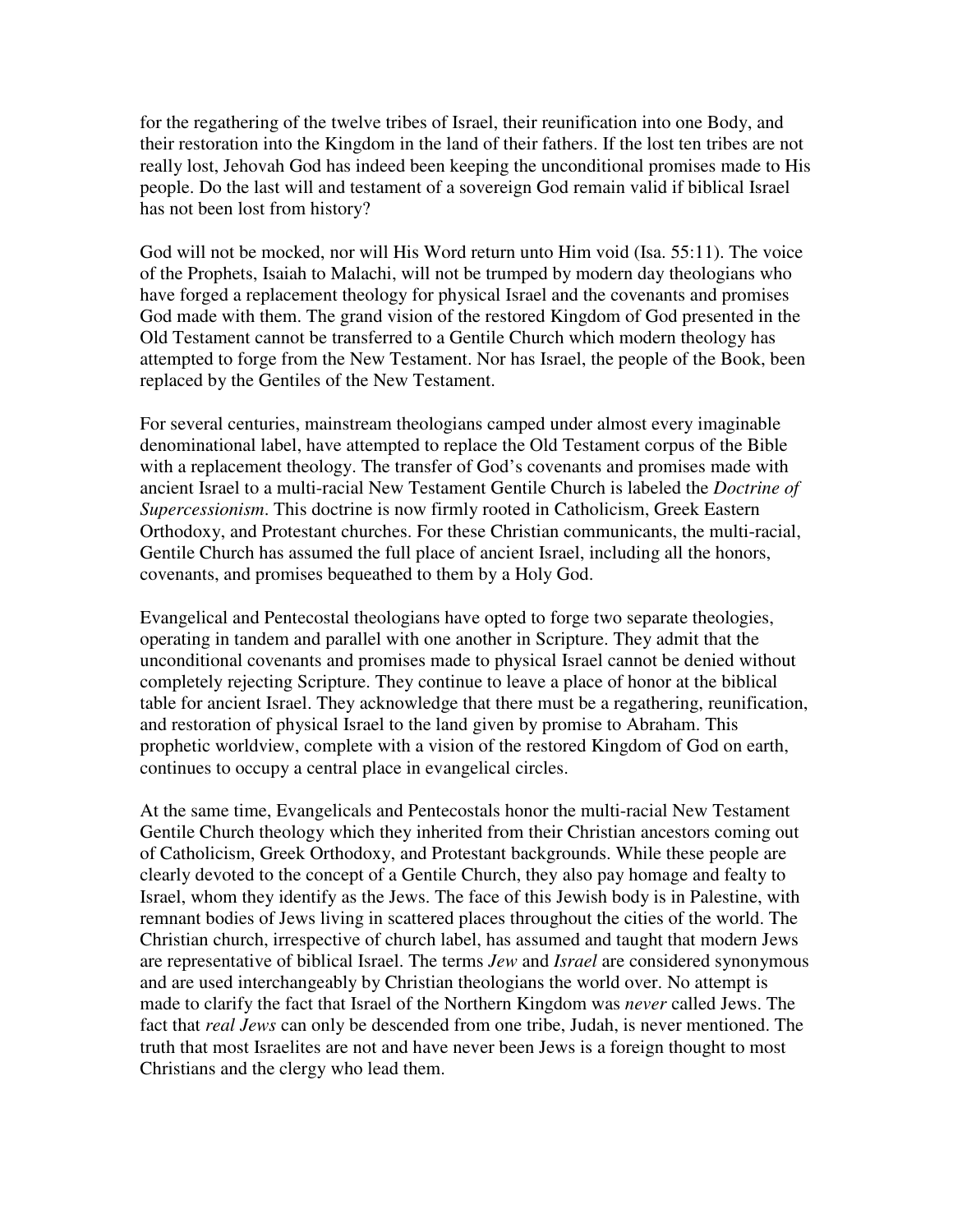for the regathering of the twelve tribes of Israel, their reunification into one Body, and their restoration into the Kingdom in the land of their fathers. If the lost ten tribes are not really lost, Jehovah God has indeed been keeping the unconditional promises made to His people. Do the last will and testament of a sovereign God remain valid if biblical Israel has not been lost from history?

God will not be mocked, nor will His Word return unto Him void (Isa. 55:11). The voice of the Prophets, Isaiah to Malachi, will not be trumped by modern day theologians who have forged a replacement theology for physical Israel and the covenants and promises God made with them. The grand vision of the restored Kingdom of God presented in the Old Testament cannot be transferred to a Gentile Church which modern theology has attempted to forge from the New Testament. Nor has Israel, the people of the Book, been replaced by the Gentiles of the New Testament.

For several centuries, mainstream theologians camped under almost every imaginable denominational label, have attempted to replace the Old Testament corpus of the Bible with a replacement theology. The transfer of God's covenants and promises made with ancient Israel to a multi-racial New Testament Gentile Church is labeled the *Doctrine of Supercessionism*. This doctrine is now firmly rooted in Catholicism, Greek Eastern Orthodoxy, and Protestant churches. For these Christian communicants, the multi-racial, Gentile Church has assumed the full place of ancient Israel, including all the honors, covenants, and promises bequeathed to them by a Holy God.

Evangelical and Pentecostal theologians have opted to forge two separate theologies, operating in tandem and parallel with one another in Scripture. They admit that the unconditional covenants and promises made to physical Israel cannot be denied without completely rejecting Scripture. They continue to leave a place of honor at the biblical table for ancient Israel. They acknowledge that there must be a regathering, reunification, and restoration of physical Israel to the land given by promise to Abraham. This prophetic worldview, complete with a vision of the restored Kingdom of God on earth, continues to occupy a central place in evangelical circles.

At the same time, Evangelicals and Pentecostals honor the multi-racial New Testament Gentile Church theology which they inherited from their Christian ancestors coming out of Catholicism, Greek Orthodoxy, and Protestant backgrounds. While these people are clearly devoted to the concept of a Gentile Church, they also pay homage and fealty to Israel, whom they identify as the Jews. The face of this Jewish body is in Palestine, with remnant bodies of Jews living in scattered places throughout the cities of the world. The Christian church, irrespective of church label, has assumed and taught that modern Jews are representative of biblical Israel. The terms *Jew* and *Israel* are considered synonymous and are used interchangeably by Christian theologians the world over. No attempt is made to clarify the fact that Israel of the Northern Kingdom was *never* called Jews. The fact that *real Jews* can only be descended from one tribe, Judah, is never mentioned. The truth that most Israelites are not and have never been Jews is a foreign thought to most Christians and the clergy who lead them.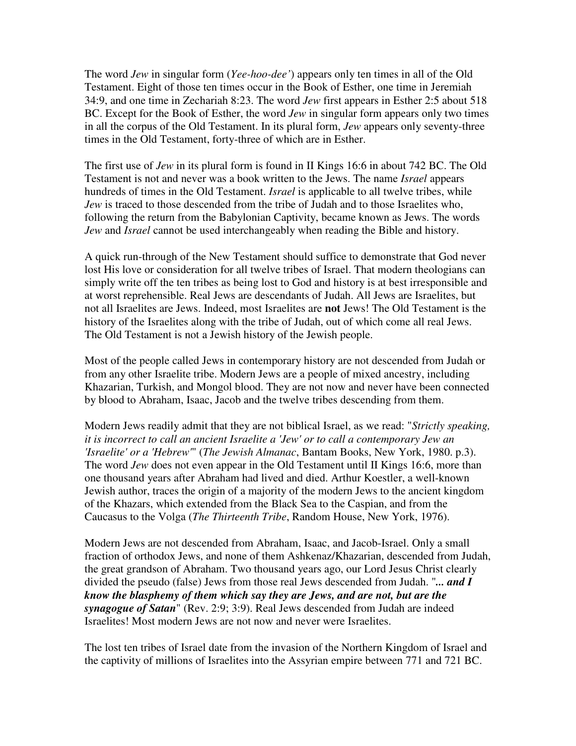The word *Jew* in singular form (*Yee-hoo-dee'*) appears only ten times in all of the Old Testament. Eight of those ten times occur in the Book of Esther, one time in Jeremiah 34:9, and one time in Zechariah 8:23. The word *Jew* first appears in Esther 2:5 about 518 BC. Except for the Book of Esther, the word *Jew* in singular form appears only two times in all the corpus of the Old Testament. In its plural form, *Jew* appears only seventy-three times in the Old Testament, forty-three of which are in Esther.

The first use of *Jew* in its plural form is found in II Kings 16:6 in about 742 BC. The Old Testament is not and never was a book written to the Jews. The name *Israel* appears hundreds of times in the Old Testament. *Israel* is applicable to all twelve tribes, while *Jew* is traced to those descended from the tribe of Judah and to those Israelites who, following the return from the Babylonian Captivity, became known as Jews. The words *Jew* and *Israel* cannot be used interchangeably when reading the Bible and history.

A quick run-through of the New Testament should suffice to demonstrate that God never lost His love or consideration for all twelve tribes of Israel. That modern theologians can simply write off the ten tribes as being lost to God and history is at best irresponsible and at worst reprehensible. Real Jews are descendants of Judah. All Jews are Israelites, but not all Israelites are Jews. Indeed, most Israelites are **not** Jews! The Old Testament is the history of the Israelites along with the tribe of Judah, out of which come all real Jews. The Old Testament is not a Jewish history of the Jewish people.

Most of the people called Jews in contemporary history are not descended from Judah or from any other Israelite tribe. Modern Jews are a people of mixed ancestry, including Khazarian, Turkish, and Mongol blood. They are not now and never have been connected by blood to Abraham, Isaac, Jacob and the twelve tribes descending from them.

Modern Jews readily admit that they are not biblical Israel, as we read: "*Strictly speaking, it is incorrect to call an ancient Israelite a 'Jew' or to call a contemporary Jew an 'Israelite' or a 'Hebrew'*" (*The Jewish Almanac*, Bantam Books, New York, 1980. p.3). The word *Jew* does not even appear in the Old Testament until II Kings 16:6, more than one thousand years after Abraham had lived and died. Arthur Koestler, a well-known Jewish author, traces the origin of a majority of the modern Jews to the ancient kingdom of the Khazars, which extended from the Black Sea to the Caspian, and from the Caucasus to the Volga (*The Thirteenth Tribe*, Random House, New York, 1976).

Modern Jews are not descended from Abraham, Isaac, and Jacob-Israel. Only a small fraction of orthodox Jews, and none of them Ashkenaz/Khazarian, descended from Judah, the great grandson of Abraham. Two thousand years ago, our Lord Jesus Christ clearly divided the pseudo (false) Jews from those real Jews descended from Judah. "***... and I know the blasphemy of them which say they are Jews, and are not, but are the synagogue of Satan***" (Rev. 2:9; 3:9). Real Jews descended from Judah are indeed Israelites! Most modern Jews are not now and never were Israelites.

The lost ten tribes of Israel date from the invasion of the Northern Kingdom of Israel and the captivity of millions of Israelites into the Assyrian empire between 771 and 721 BC.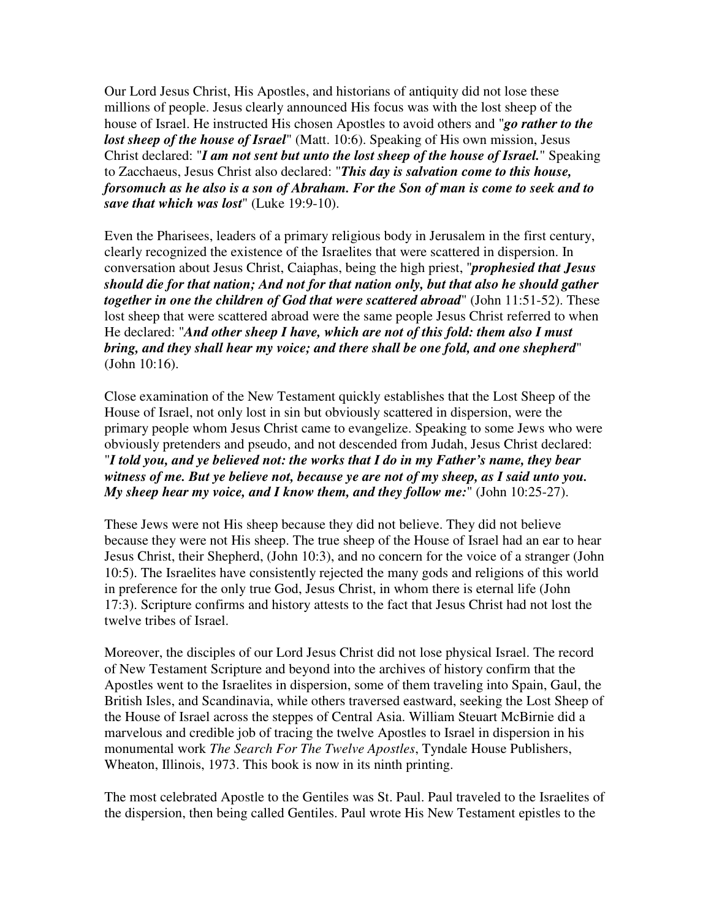Our Lord Jesus Christ, His Apostles, and historians of antiquity did not lose these millions of people. Jesus clearly announced His focus was with the lost sheep of the house of Israel. He instructed His chosen Apostles to avoid others and "***go rather to the lost sheep of the house of Israel***" (Matt. 10:6). Speaking of His own mission, Jesus Christ declared: "***I am not sent but unto the lost sheep of the house of Israel.***" Speaking to Zacchaeus, Jesus Christ also declared: "***This day is salvation come to this house, forsomuch as he also is a son of Abraham. For the Son of man is come to seek and to save that which was lost***" (Luke 19:9-10).

Even the Pharisees, leaders of a primary religious body in Jerusalem in the first century, clearly recognized the existence of the Israelites that were scattered in dispersion. In conversation about Jesus Christ, Caiaphas, being the high priest, "***prophesied that Jesus should die for that nation; And not for that nation only, but that also he should gather together in one the children of God that were scattered abroad***" (John 11:51-52). These lost sheep that were scattered abroad were the same people Jesus Christ referred to when He declared: "***And other sheep I have, which are not of this fold: them also I must bring, and they shall hear my voice; and there shall be one fold, and one shepherd***" (John 10:16).

Close examination of the New Testament quickly establishes that the Lost Sheep of the House of Israel, not only lost in sin but obviously scattered in dispersion, were the primary people whom Jesus Christ came to evangelize. Speaking to some Jews who were obviously pretenders and pseudo, and not descended from Judah, Jesus Christ declared: "***I told you, and ye believed not: the works that I do in my Father's name, they bear witness of me. But ye believe not, because ye are not of my sheep, as I said unto you. My sheep hear my voice, and I know them, and they follow me:***" (John 10:25-27).

These Jews were not His sheep because they did not believe. They did not believe because they were not His sheep. The true sheep of the House of Israel had an ear to hear Jesus Christ, their Shepherd, (John 10:3), and no concern for the voice of a stranger (John 10:5). The Israelites have consistently rejected the many gods and religions of this world in preference for the only true God, Jesus Christ, in whom there is eternal life (John 17:3). Scripture confirms and history attests to the fact that Jesus Christ had not lost the twelve tribes of Israel.

Moreover, the disciples of our Lord Jesus Christ did not lose physical Israel. The record of New Testament Scripture and beyond into the archives of history confirm that the Apostles went to the Israelites in dispersion, some of them traveling into Spain, Gaul, the British Isles, and Scandinavia, while others traversed eastward, seeking the Lost Sheep of the House of Israel across the steppes of Central Asia. William Steuart McBirnie did a marvelous and credible job of tracing the twelve Apostles to Israel in dispersion in his monumental work *The Search For The Twelve Apostles*, Tyndale House Publishers, Wheaton, Illinois, 1973. This book is now in its ninth printing.

The most celebrated Apostle to the Gentiles was St. Paul. Paul traveled to the Israelites of the dispersion, then being called Gentiles. Paul wrote His New Testament epistles to the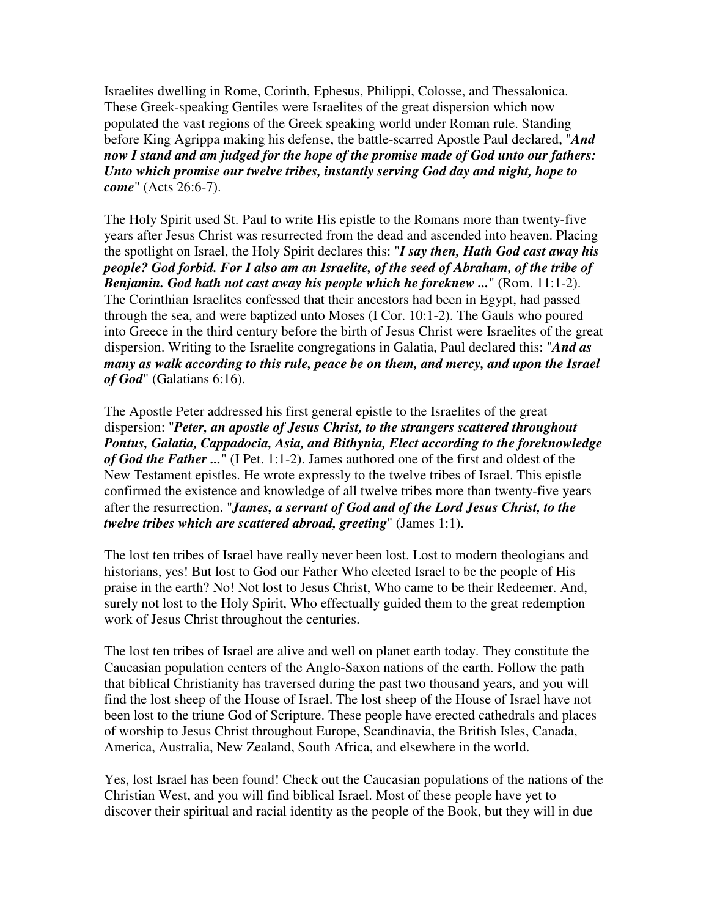Israelites dwelling in Rome, Corinth, Ephesus, Philippi, Colosse, and Thessalonica. These Greek-speaking Gentiles were Israelites of the great dispersion which now populated the vast regions of the Greek speaking world under Roman rule. Standing before King Agrippa making his defense, the battle-scarred Apostle Paul declared, "***And now I stand and am judged for the hope of the promise made of God unto our fathers: Unto which promise our twelve tribes, instantly serving God day and night, hope to come***" (Acts 26:6-7).

The Holy Spirit used St. Paul to write His epistle to the Romans more than twenty-five years after Jesus Christ was resurrected from the dead and ascended into heaven. Placing the spotlight on Israel, the Holy Spirit declares this: "***I say then, Hath God cast away his people? God forbid. For I also am an Israelite, of the seed of Abraham, of the tribe of Benjamin. God hath not cast away his people which he foreknew ...***" (Rom. 11:1-2). The Corinthian Israelites confessed that their ancestors had been in Egypt, had passed through the sea, and were baptized unto Moses (I Cor. 10:1-2). The Gauls who poured into Greece in the third century before the birth of Jesus Christ were Israelites of the great dispersion. Writing to the Israelite congregations in Galatia, Paul declared this: "***And as many as walk according to this rule, peace be on them, and mercy, and upon the Israel of God***" (Galatians 6:16).

The Apostle Peter addressed his first general epistle to the Israelites of the great dispersion: "***Peter, an apostle of Jesus Christ, to the strangers scattered throughout Pontus, Galatia, Cappadocia, Asia, and Bithynia, Elect according to the foreknowledge of God the Father ...***" (I Pet. 1:1-2). James authored one of the first and oldest of the New Testament epistles. He wrote expressly to the twelve tribes of Israel. This epistle confirmed the existence and knowledge of all twelve tribes more than twenty-five years after the resurrection. "***James, a servant of God and of the Lord Jesus Christ, to the twelve tribes which are scattered abroad, greeting***" (James 1:1).

The lost ten tribes of Israel have really never been lost. Lost to modern theologians and historians, yes! But lost to God our Father Who elected Israel to be the people of His praise in the earth? No! Not lost to Jesus Christ, Who came to be their Redeemer. And, surely not lost to the Holy Spirit, Who effectually guided them to the great redemption work of Jesus Christ throughout the centuries.

The lost ten tribes of Israel are alive and well on planet earth today. They constitute the Caucasian population centers of the Anglo-Saxon nations of the earth. Follow the path that biblical Christianity has traversed during the past two thousand years, and you will find the lost sheep of the House of Israel. The lost sheep of the House of Israel have not been lost to the triune God of Scripture. These people have erected cathedrals and places of worship to Jesus Christ throughout Europe, Scandinavia, the British Isles, Canada, America, Australia, New Zealand, South Africa, and elsewhere in the world.

Yes, lost Israel has been found! Check out the Caucasian populations of the nations of the Christian West, and you will find biblical Israel. Most of these people have yet to discover their spiritual and racial identity as the people of the Book, but they will in due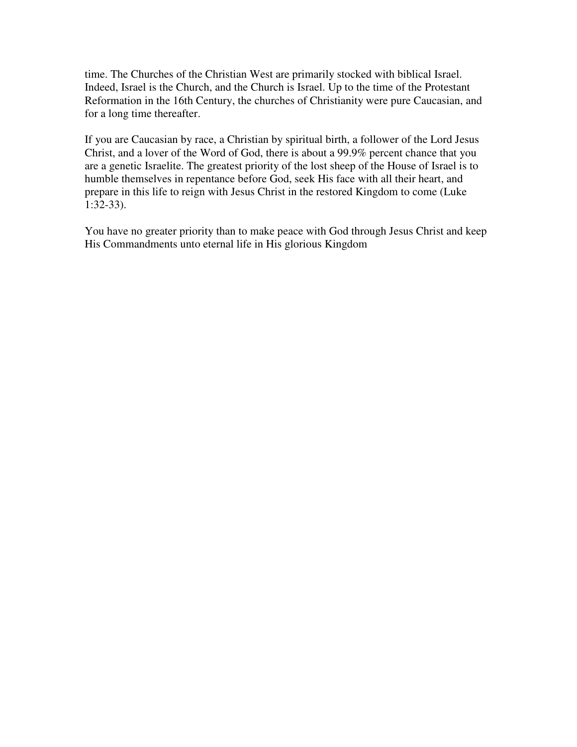time. The Churches of the Christian West are primarily stocked with biblical Israel. Indeed, Israel is the Church, and the Church is Israel. Up to the time of the Protestant Reformation in the 16th Century, the churches of Christianity were pure Caucasian, and for a long time thereafter.

If you are Caucasian by race, a Christian by spiritual birth, a follower of the Lord Jesus Christ, and a lover of the Word of God, there is about a 99.9% percent chance that you are a genetic Israelite. The greatest priority of the lost sheep of the House of Israel is to humble themselves in repentance before God, seek His face with all their heart, and prepare in this life to reign with Jesus Christ in the restored Kingdom to come (Luke 1:32-33).

You have no greater priority than to make peace with God through Jesus Christ and keep His Commandments unto eternal life in His glorious Kingdom